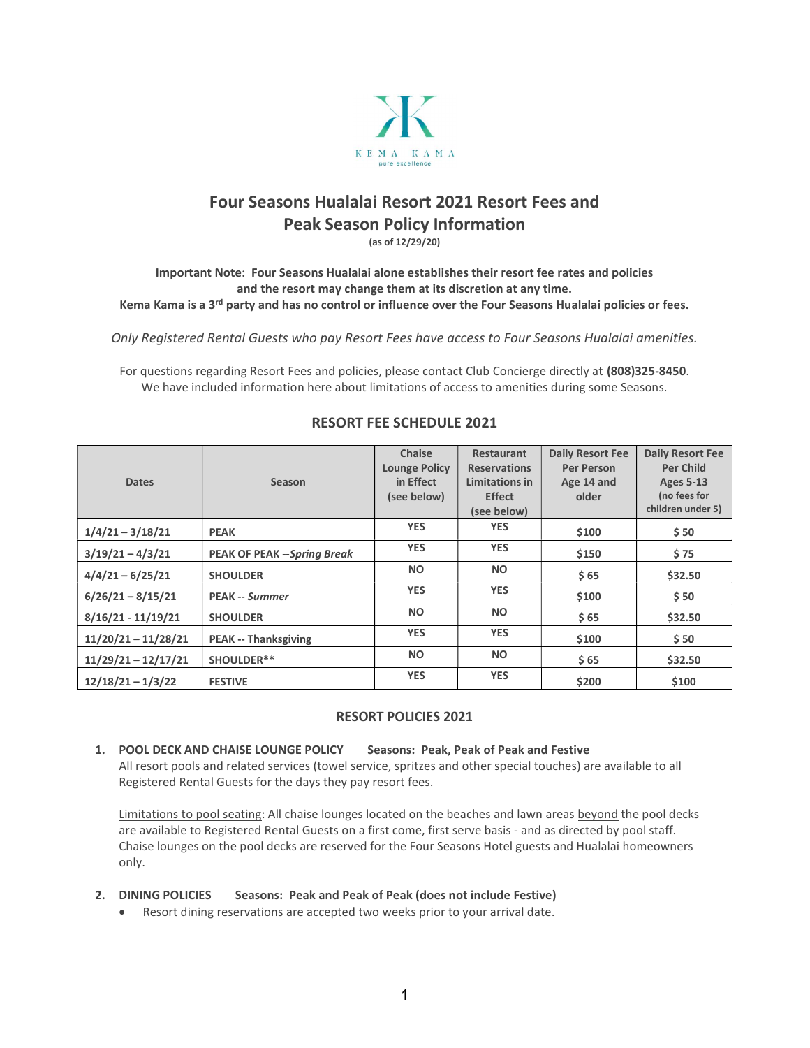KEMA KAMA
pure excellence

# Four Seasons Hualalai Resort 2021 Resort Fees and Peak Season Policy Information

**(as of 12/29/20)**

**Important Note: Four Seasons Hualalai alone establishes their resort fee rates and policies and the resort may change them at its discretion at any time.**
**Kema Kama is a 3rd party and has no control or influence over the Four Seasons Hualalai policies or fees.**

*Only Registered Rental Guests who pay Resort Fees have access to Four Seasons Hualalai amenities.*

For questions regarding Resort Fees and policies, please contact Club Concierge directly at **(808)325-8450**.
We have included information here about limitations of access to amenities during some Seasons.

## RESORT FEE SCHEDULE 2021

| Dates | Season | Chaise Lounge Policy in Effect (see below) | Restaurant Reservations Limitations in Effect (see below) | Daily Resort Fee Per Person Age 14 and older | Daily Resort Fee Per Child Ages 5-13 (no fees for children under 5) |
|---|---|---|---|---|---|
| **1/4/21 – 3/18/21** | **PEAK** | **YES** | **YES** | **$100** | **$ 50** |
| **3/19/21 – 4/3/21** | **PEAK OF PEAK --*Spring Break*** | **YES** | **YES** | **$150** | **$ 75** |
| **4/4/21 – 6/25/21** | **SHOULDER** | **NO** | **NO** | **$ 65** | **$32.50** |
| **6/26/21 – 8/15/21** | **PEAK -- *Summer*** | **YES** | **YES** | **$100** | **$ 50** |
| **8/16/21 - 11/19/21** | **SHOULDER** | **NO** | **NO** | **$ 65** | **$32.50** |
| **11/20/21 – 11/28/21** | **PEAK -- Thanksgiving** | **YES** | **YES** | **$100** | **$ 50** |
| **11/29/21 – 12/17/21** | **SHOULDER\*\*** | **NO** | **NO** | **$ 65** | **$32.50** |
| **12/18/21 – 1/3/22** | **FESTIVE** | **YES** | **YES** | **$200** | **$100** |

## RESORT POLICIES 2021

1. **POOL DECK AND CHAISE LOUNGE POLICY Seasons: Peak, Peak of Peak and Festive**
   All resort pools and related services (towel service, spritzes and other special touches) are available to all Registered Rental Guests for the days they pay resort fees.

   Limitations to pool seating: All chaise lounges located on the beaches and lawn areas beyond the pool decks are available to Registered Rental Guests on a first come, first serve basis - and as directed by pool staff. Chaise lounges on the pool decks are reserved for the Four Seasons Hotel guests and Hualalai homeowners only.

2. **DINING POLICIES Seasons: Peak and Peak of Peak (does not include Festive)**
   - Resort dining reservations are accepted two weeks prior to your arrival date.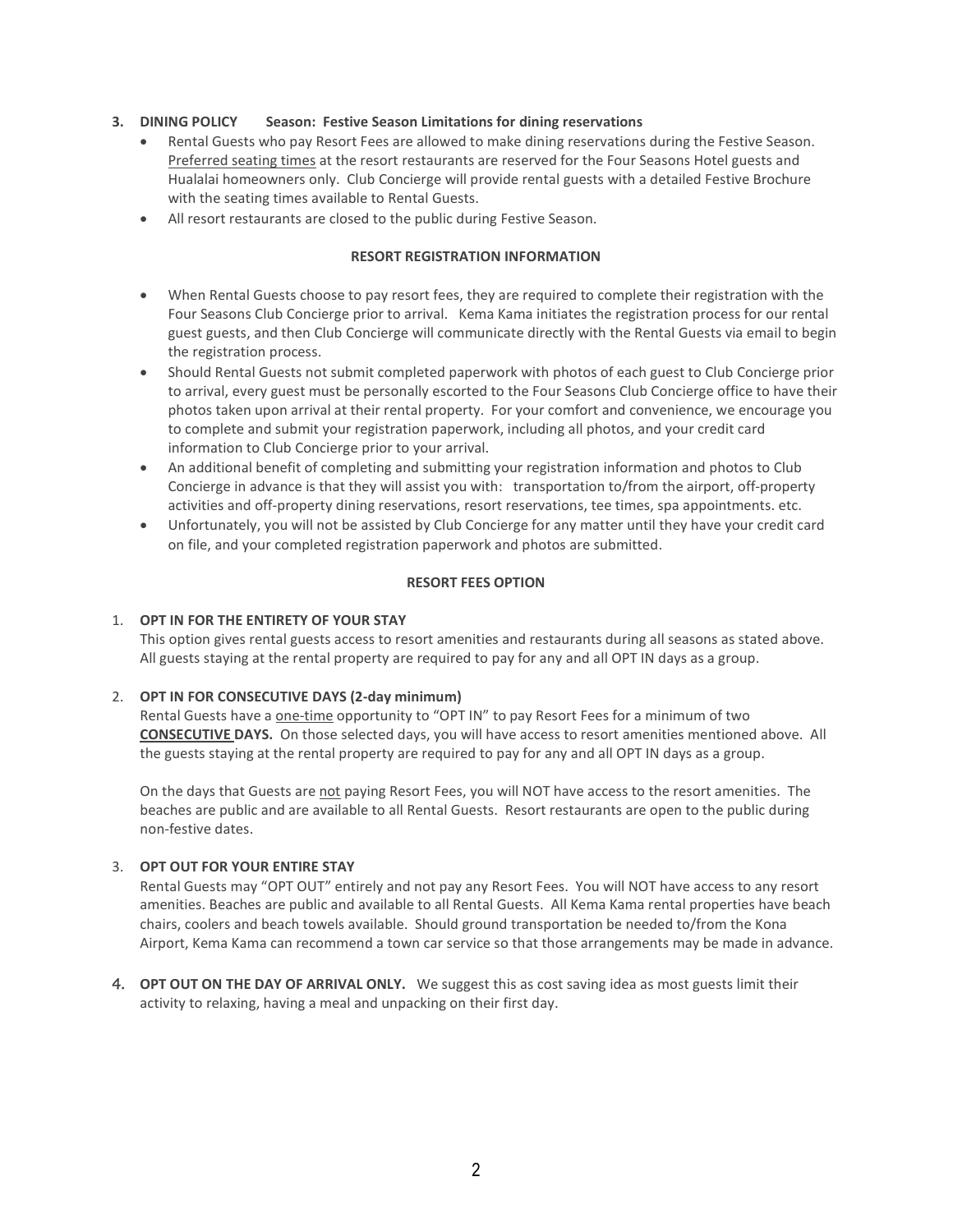3. **DINING POLICY Season: Festive Season Limitations for dining reservations**
    - Rental Guests who pay Resort Fees are allowed to make dining reservations during the Festive Season. Preferred seating times at the resort restaurants are reserved for the Four Seasons Hotel guests and Hualalai homeowners only. Club Concierge will provide rental guests with a detailed Festive Brochure with the seating times available to Rental Guests.
    - All resort restaurants are closed to the public during Festive Season.

**RESORT REGISTRATION INFORMATION**

- When Rental Guests choose to pay resort fees, they are required to complete their registration with the Four Seasons Club Concierge prior to arrival. Kema Kama initiates the registration process for our rental guest guests, and then Club Concierge will communicate directly with the Rental Guests via email to begin the registration process.
- Should Rental Guests not submit completed paperwork with photos of each guest to Club Concierge prior to arrival, every guest must be personally escorted to the Four Seasons Club Concierge office to have their photos taken upon arrival at their rental property. For your comfort and convenience, we encourage you to complete and submit your registration paperwork, including all photos, and your credit card information to Club Concierge prior to your arrival.
- An additional benefit of completing and submitting your registration information and photos to Club Concierge in advance is that they will assist you with: transportation to/from the airport, off-property activities and off-property dining reservations, resort reservations, tee times, spa appointments. etc.
- Unfortunately, you will not be assisted by Club Concierge for any matter until they have your credit card on file, and your completed registration paperwork and photos are submitted.

**RESORT FEES OPTION**

1. **OPT IN FOR THE ENTIRETY OF YOUR STAY**
   This option gives rental guests access to resort amenities and restaurants during all seasons as stated above. All guests staying at the rental property are required to pay for any and all OPT IN days as a group.

2. **OPT IN FOR CONSECUTIVE DAYS (2-day minimum)**
   Rental Guests have a one-time opportunity to "OPT IN" to pay Resort Fees for a minimum of two **CONSECUTIVE DAYS.** On those selected days, you will have access to resort amenities mentioned above. All the guests staying at the rental property are required to pay for any and all OPT IN days as a group.

   On the days that Guests are not paying Resort Fees, you will NOT have access to the resort amenities. The beaches are public and are available to all Rental Guests. Resort restaurants are open to the public during non-festive dates.

3. **OPT OUT FOR YOUR ENTIRE STAY**
   Rental Guests may "OPT OUT" entirely and not pay any Resort Fees. You will NOT have access to any resort amenities. Beaches are public and available to all Rental Guests. All Kema Kama rental properties have beach chairs, coolers and beach towels available. Should ground transportation be needed to/from the Kona Airport, Kema Kama can recommend a town car service so that those arrangements may be made in advance.

4. **OPT OUT ON THE DAY OF ARRIVAL ONLY.** We suggest this as cost saving idea as most guests limit their activity to relaxing, having a meal and unpacking on their first day.